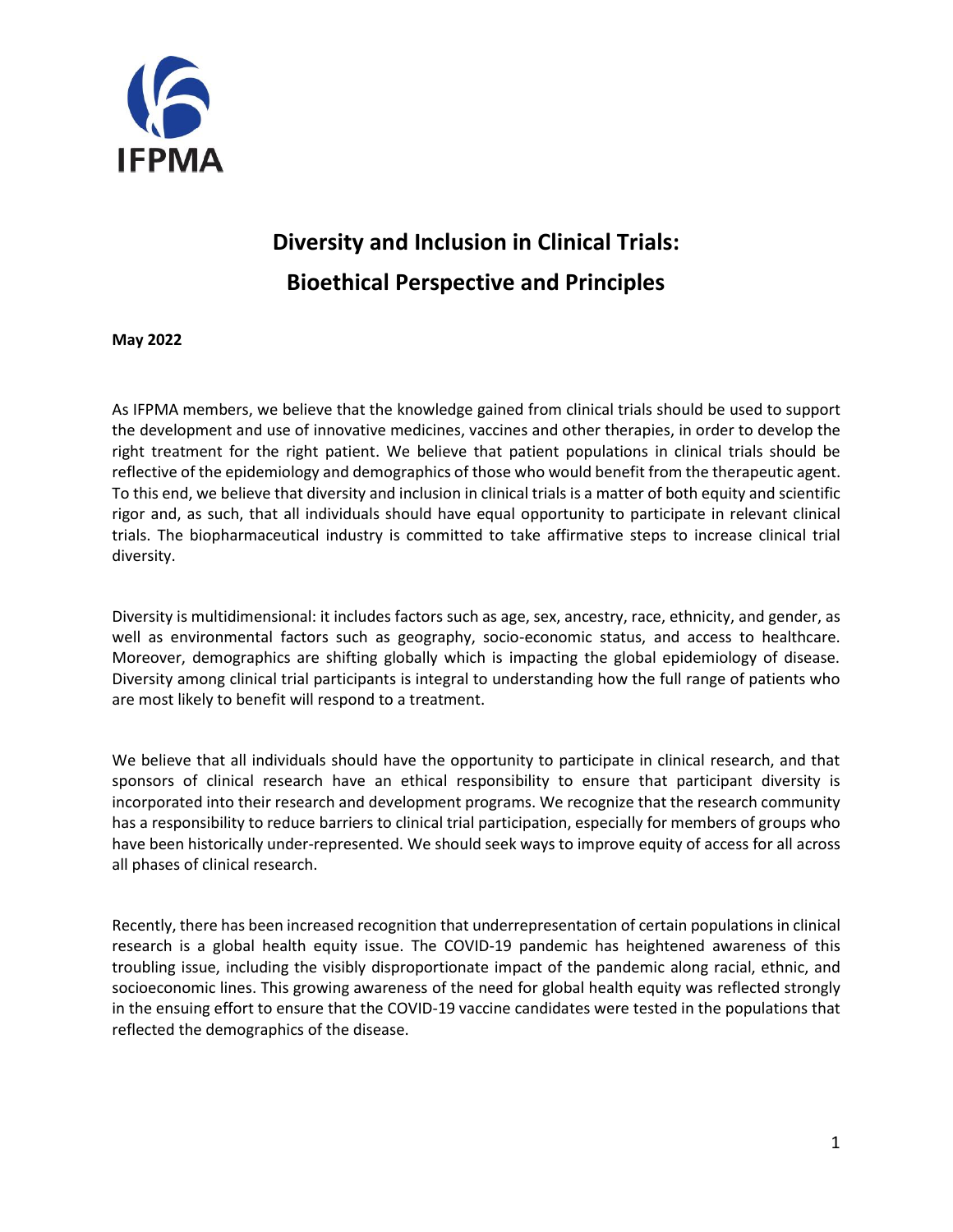IFPMA

# Diversity and Inclusion in Clinical Trials: Bioethical Perspective and Principles

**May 2022**

As IFPMA members, we believe that the knowledge gained from clinical trials should be used to support the development and use of innovative medicines, vaccines and other therapies, in order to develop the right treatment for the right patient. We believe that patient populations in clinical trials should be reflective of the epidemiology and demographics of those who would benefit from the therapeutic agent. To this end, we believe that diversity and inclusion in clinical trials is a matter of both equity and scientific rigor and, as such, that all individuals should have equal opportunity to participate in relevant clinical trials. The biopharmaceutical industry is committed to take affirmative steps to increase clinical trial diversity.

Diversity is multidimensional: it includes factors such as age, sex, ancestry, race, ethnicity, and gender, as well as environmental factors such as geography, socio-economic status, and access to healthcare. Moreover, demographics are shifting globally which is impacting the global epidemiology of disease. Diversity among clinical trial participants is integral to understanding how the full range of patients who are most likely to benefit will respond to a treatment.

We believe that all individuals should have the opportunity to participate in clinical research, and that sponsors of clinical research have an ethical responsibility to ensure that participant diversity is incorporated into their research and development programs. We recognize that the research community has a responsibility to reduce barriers to clinical trial participation, especially for members of groups who have been historically under-represented. We should seek ways to improve equity of access for all across all phases of clinical research.

Recently, there has been increased recognition that underrepresentation of certain populations in clinical research is a global health equity issue. The COVID-19 pandemic has heightened awareness of this troubling issue, including the visibly disproportionate impact of the pandemic along racial, ethnic, and socioeconomic lines. This growing awareness of the need for global health equity was reflected strongly in the ensuing effort to ensure that the COVID-19 vaccine candidates were tested in the populations that reflected the demographics of the disease.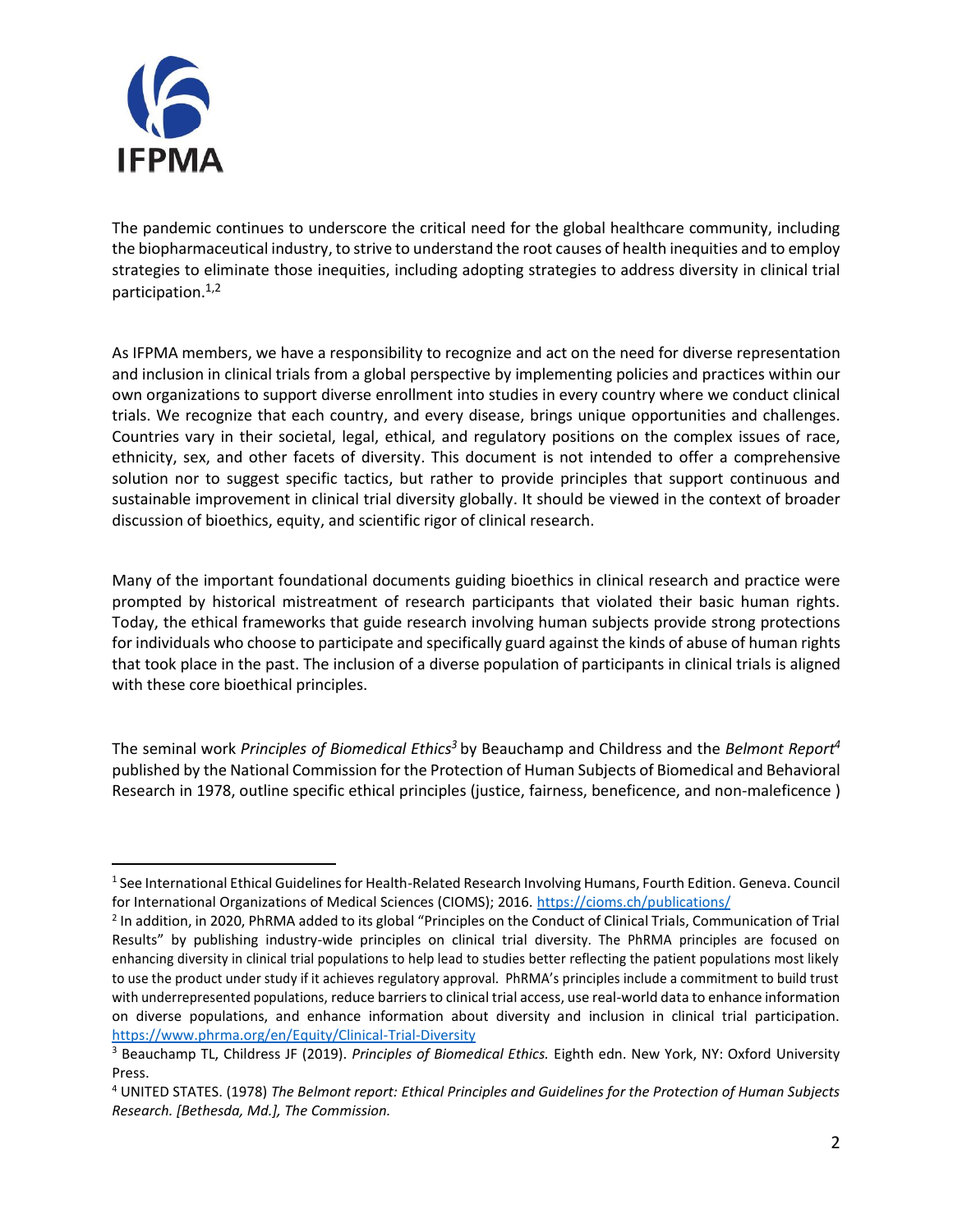The pandemic continues to underscore the critical need for the global healthcare community, including the biopharmaceutical industry, to strive to understand the root causes of health inequities and to employ strategies to eliminate those inequities, including adopting strategies to address diversity in clinical trial participation.[1,2]

As IFPMA members, we have a responsibility to recognize and act on the need for diverse representation and inclusion in clinical trials from a global perspective by implementing policies and practices within our own organizations to support diverse enrollment into studies in every country where we conduct clinical trials. We recognize that each country, and every disease, brings unique opportunities and challenges. Countries vary in their societal, legal, ethical, and regulatory positions on the complex issues of race, ethnicity, sex, and other facets of diversity. This document is not intended to offer a comprehensive solution nor to suggest specific tactics, but rather to provide principles that support continuous and sustainable improvement in clinical trial diversity globally. It should be viewed in the context of broader discussion of bioethics, equity, and scientific rigor of clinical research.

Many of the important foundational documents guiding bioethics in clinical research and practice were prompted by historical mistreatment of research participants that violated their basic human rights. Today, the ethical frameworks that guide research involving human subjects provide strong protections for individuals who choose to participate and specifically guard against the kinds of abuse of human rights that took place in the past. The inclusion of a diverse population of participants in clinical trials is aligned with these core bioethical principles.

The seminal work *Principles of Biomedical Ethics*[3] by Beauchamp and Childress and the *Belmont Report*[4] published by the National Commission for the Protection of Human Subjects of Biomedical and Behavioral Research in 1978, outline specific ethical principles (justice, fairness, beneficence, and non-maleficence )

---

[1] See International Ethical Guidelines for Health-Related Research Involving Humans, Fourth Edition. Geneva. Council for International Organizations of Medical Sciences (CIOMS); 2016. https://cioms.ch/publications/

[2] In addition, in 2020, PhRMA added to its global "Principles on the Conduct of Clinical Trials, Communication of Trial Results" by publishing industry-wide principles on clinical trial diversity. The PhRMA principles are focused on enhancing diversity in clinical trial populations to help lead to studies better reflecting the patient populations most likely to use the product under study if it achieves regulatory approval. PhRMA's principles include a commitment to build trust with underrepresented populations, reduce barriers to clinical trial access, use real-world data to enhance information on diverse populations, and enhance information about diversity and inclusion in clinical trial participation. https://www.phrma.org/en/Equity/Clinical-Trial-Diversity

[3] Beauchamp TL, Childress JF (2019). *Principles of Biomedical Ethics.* Eighth edn. New York, NY: Oxford University Press.

[4] UNITED STATES. (1978) *The Belmont report: Ethical Principles and Guidelines for the Protection of Human Subjects Research. [Bethesda, Md.], The Commission.*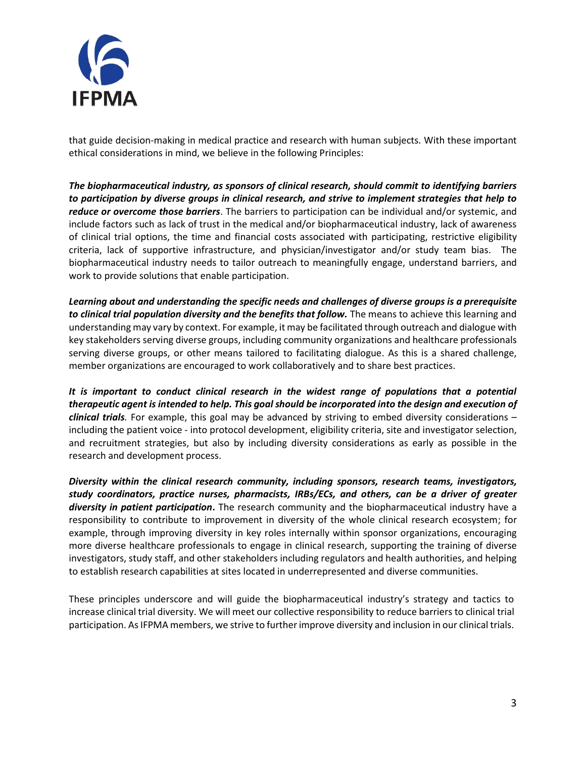that guide decision-making in medical practice and research with human subjects. With these important ethical considerations in mind, we believe in the following Principles:

***The biopharmaceutical industry, as sponsors of clinical research, should commit to identifying barriers to participation by diverse groups in clinical research, and strive to implement strategies that help to reduce or overcome those barriers***. The barriers to participation can be individual and/or systemic, and include factors such as lack of trust in the medical and/or biopharmaceutical industry, lack of awareness of clinical trial options, the time and financial costs associated with participating, restrictive eligibility criteria, lack of supportive infrastructure, and physician/investigator and/or study team bias. The biopharmaceutical industry needs to tailor outreach to meaningfully engage, understand barriers, and work to provide solutions that enable participation.

***Learning about and understanding the specific needs and challenges of diverse groups is a prerequisite to clinical trial population diversity and the benefits that follow.*** The means to achieve this learning and understanding may vary by context. For example, it may be facilitated through outreach and dialogue with key stakeholders serving diverse groups, including community organizations and healthcare professionals serving diverse groups, or other means tailored to facilitating dialogue. As this is a shared challenge, member organizations are encouraged to work collaboratively and to share best practices.

***It is important to conduct clinical research in the widest range of populations that a potential therapeutic agent is intended to help. This goal should be incorporated into the design and execution of clinical trials**.* For example, this goal may be advanced by striving to embed diversity considerations – including the patient voice - into protocol development, eligibility criteria, site and investigator selection, and recruitment strategies, but also by including diversity considerations as early as possible in the research and development process.

***Diversity within the clinical research community, including sponsors, research teams, investigators, study coordinators, practice nurses, pharmacists, IRBs/ECs, and others, can be a driver of greater diversity in patient participation*.** The research community and the biopharmaceutical industry have a responsibility to contribute to improvement in diversity of the whole clinical research ecosystem; for example, through improving diversity in key roles internally within sponsor organizations, encouraging more diverse healthcare professionals to engage in clinical research, supporting the training of diverse investigators, study staff, and other stakeholders including regulators and health authorities, and helping to establish research capabilities at sites located in underrepresented and diverse communities.

These principles underscore and will guide the biopharmaceutical industry's strategy and tactics to increase clinical trial diversity. We will meet our collective responsibility to reduce barriers to clinical trial participation. As IFPMA members, we strive to further improve diversity and inclusion in our clinical trials.